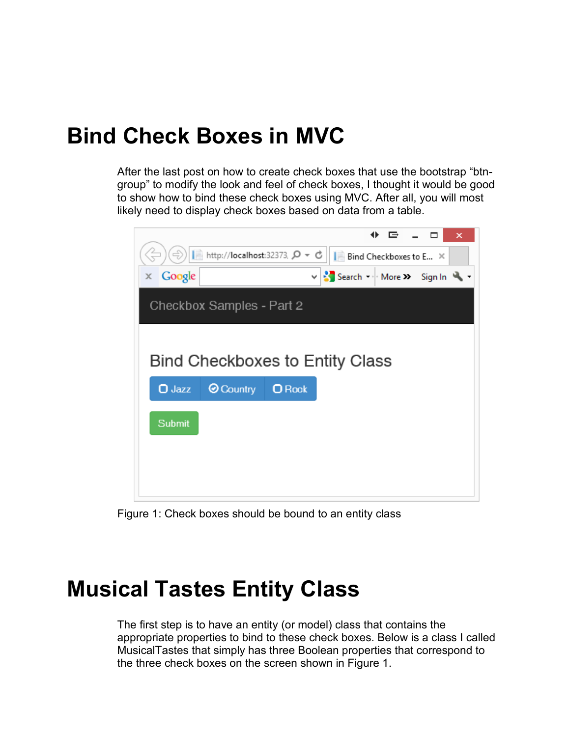# Bind Check Boxes in MVC

After the last post on how to create check boxes that use the bootstrap "btn-group" to modify the look and feel of check boxes, I thought it would be good to show how to bind these check boxes using MVC. After all, you will most likely need to display check boxes based on data from a table.

Figure 1: Check boxes should be bound to an entity class

# Musical Tastes Entity Class

The first step is to have an entity (or model) class that contains the appropriate properties to bind to these check boxes. Below is a class I called MusicalTastes that simply has three Boolean properties that correspond to the three check boxes on the screen shown in Figure 1.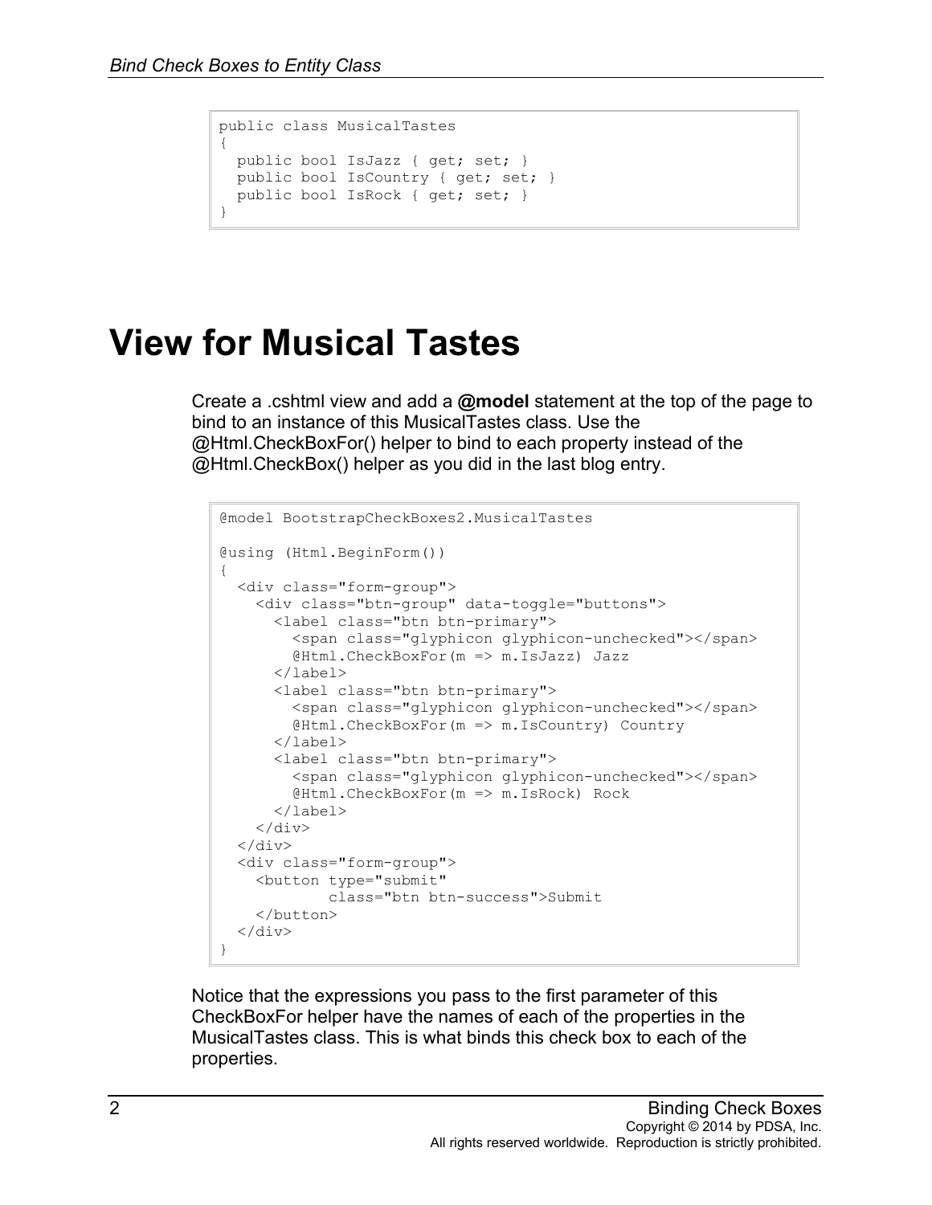```
public class MusicalTastes
{
  public bool IsJazz { get; set; }
  public bool IsCountry { get; set; }
  public bool IsRock { get; set; }
}
```

# View for Musical Tastes

Create a .cshtml view and add a **@model** statement at the top of the page to bind to an instance of this MusicalTastes class. Use the @Html.CheckBoxFor() helper to bind to each property instead of the @Html.CheckBox() helper as you did in the last blog entry.

```
@model BootstrapCheckBoxes2.MusicalTastes

@using (Html.BeginForm())
{
  <div class="form-group">
    <div class="btn-group" data-toggle="buttons">
      <label class="btn btn-primary">
        <span class="glyphicon glyphicon-unchecked"></span>
        @Html.CheckBoxFor(m => m.IsJazz) Jazz
      </label>
      <label class="btn btn-primary">
        <span class="glyphicon glyphicon-unchecked"></span>
        @Html.CheckBoxFor(m => m.IsCountry) Country
      </label>
      <label class="btn btn-primary">
        <span class="glyphicon glyphicon-unchecked"></span>
        @Html.CheckBoxFor(m => m.IsRock) Rock
      </label>
    </div>
  </div>
  <div class="form-group">
    <button type="submit"
            class="btn btn-success">Submit
    </button>
  </div>
}
```

Notice that the expressions you pass to the first parameter of this CheckBoxFor helper have the names of each of the properties in the MusicalTastes class. This is what binds this check box to each of the properties.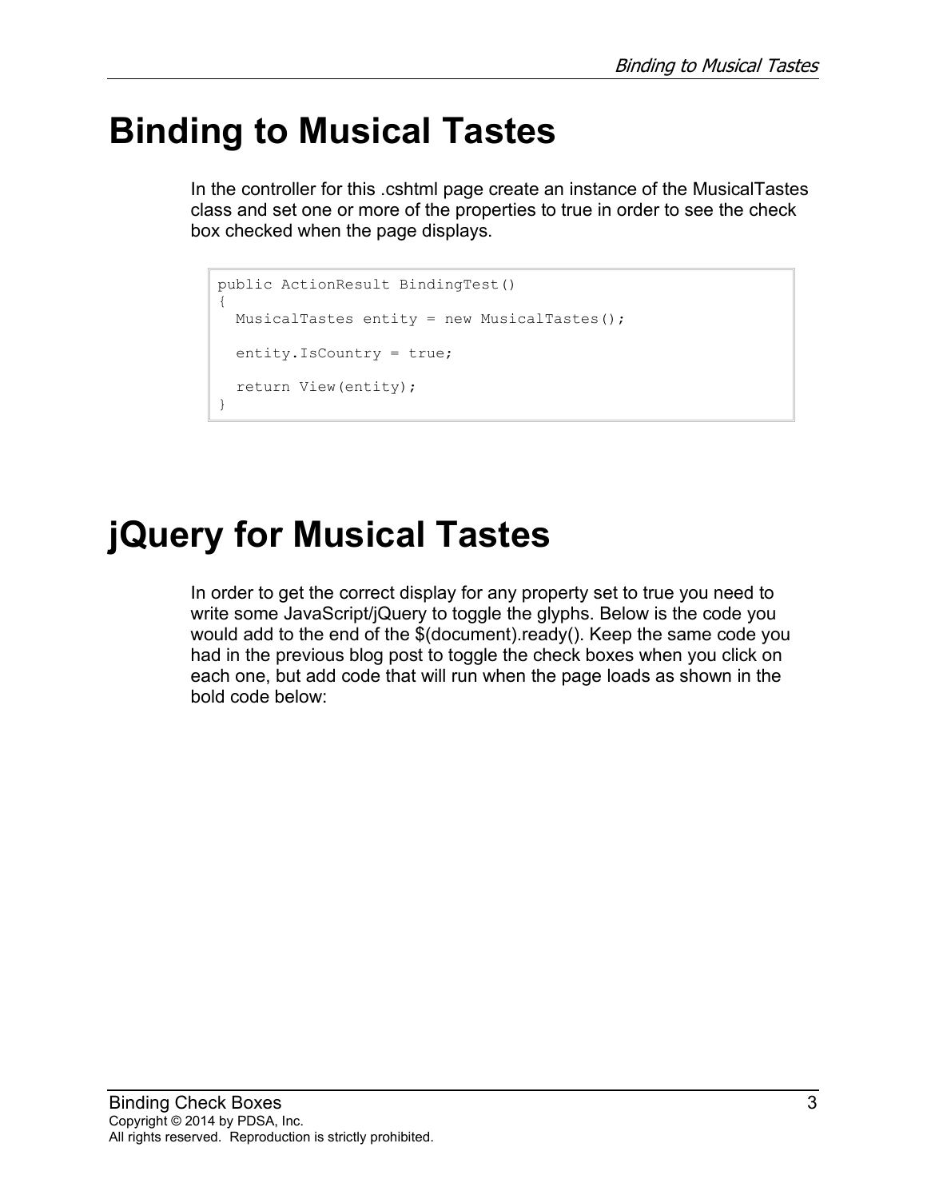# Binding to Musical Tastes

In the controller for this .cshtml page create an instance of the MusicalTastes class and set one or more of the properties to true in order to see the check box checked when the page displays.

```
public ActionResult BindingTest()
{
  MusicalTastes entity = new MusicalTastes();

  entity.IsCountry = true;

  return View(entity);
}
```

# jQuery for Musical Tastes

In order to get the correct display for any property set to true you need to write some JavaScript/jQuery to toggle the glyphs. Below is the code you would add to the end of the $(document).ready(). Keep the same code you had in the previous blog post to toggle the check boxes when you click on each one, but add code that will run when the page loads as shown in the bold code below: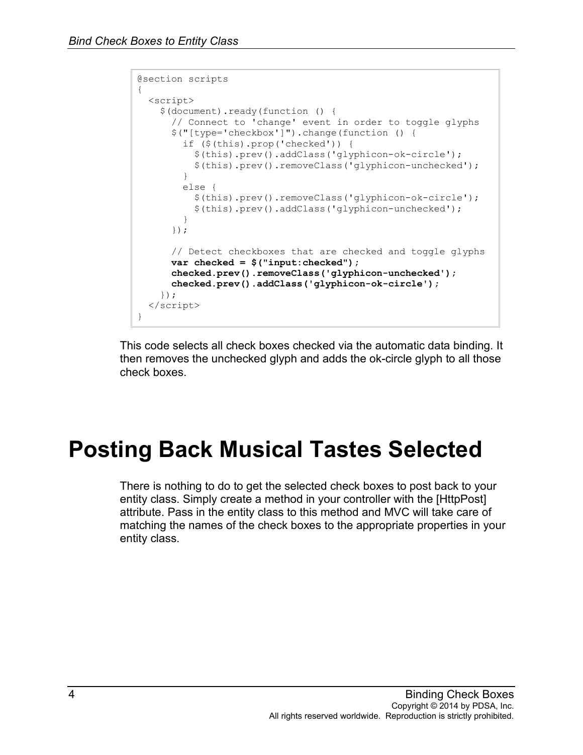```
@section scripts
{
  <script>
    $(document).ready(function () {
      // Connect to 'change' event in order to toggle glyphs
      $("[type='checkbox']").change(function () {
        if ($(this).prop('checked')) {
          $(this).prev().addClass('glyphicon-ok-circle');
          $(this).prev().removeClass('glyphicon-unchecked');
        }
        else {
          $(this).prev().removeClass('glyphicon-ok-circle');
          $(this).prev().addClass('glyphicon-unchecked');
        }
      });

      // Detect checkboxes that are checked and toggle glyphs
      var checked = $("input:checked");
      checked.prev().removeClass('glyphicon-unchecked');
      checked.prev().addClass('glyphicon-ok-circle');
    });
  </script>
}
```

This code selects all check boxes checked via the automatic data binding. It then removes the unchecked glyph and adds the ok-circle glyph to all those check boxes.

# Posting Back Musical Tastes Selected

There is nothing to do to get the selected check boxes to post back to your entity class. Simply create a method in your controller with the [HttpPost] attribute. Pass in the entity class to this method and MVC will take care of matching the names of the check boxes to the appropriate properties in your entity class.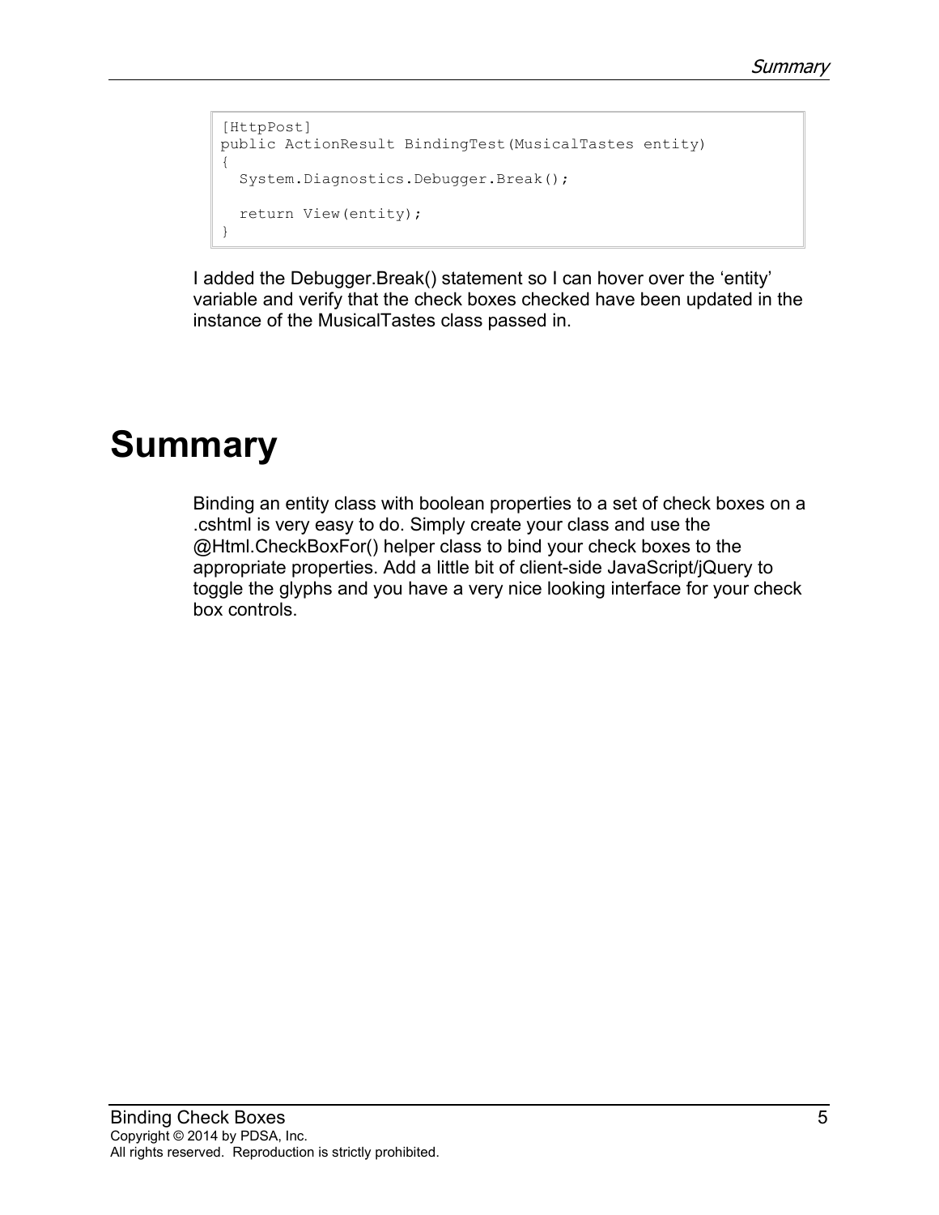```
[HttpPost]
public ActionResult BindingTest(MusicalTastes entity)
{
  System.Diagnostics.Debugger.Break();

  return View(entity);
}
```

I added the Debugger.Break() statement so I can hover over the 'entity' variable and verify that the check boxes checked have been updated in the instance of the MusicalTastes class passed in.

# Summary

Binding an entity class with boolean properties to a set of check boxes on a .cshtml is very easy to do. Simply create your class and use the @Html.CheckBoxFor() helper class to bind your check boxes to the appropriate properties. Add a little bit of client-side JavaScript/jQuery to toggle the glyphs and you have a very nice looking interface for your check box controls.